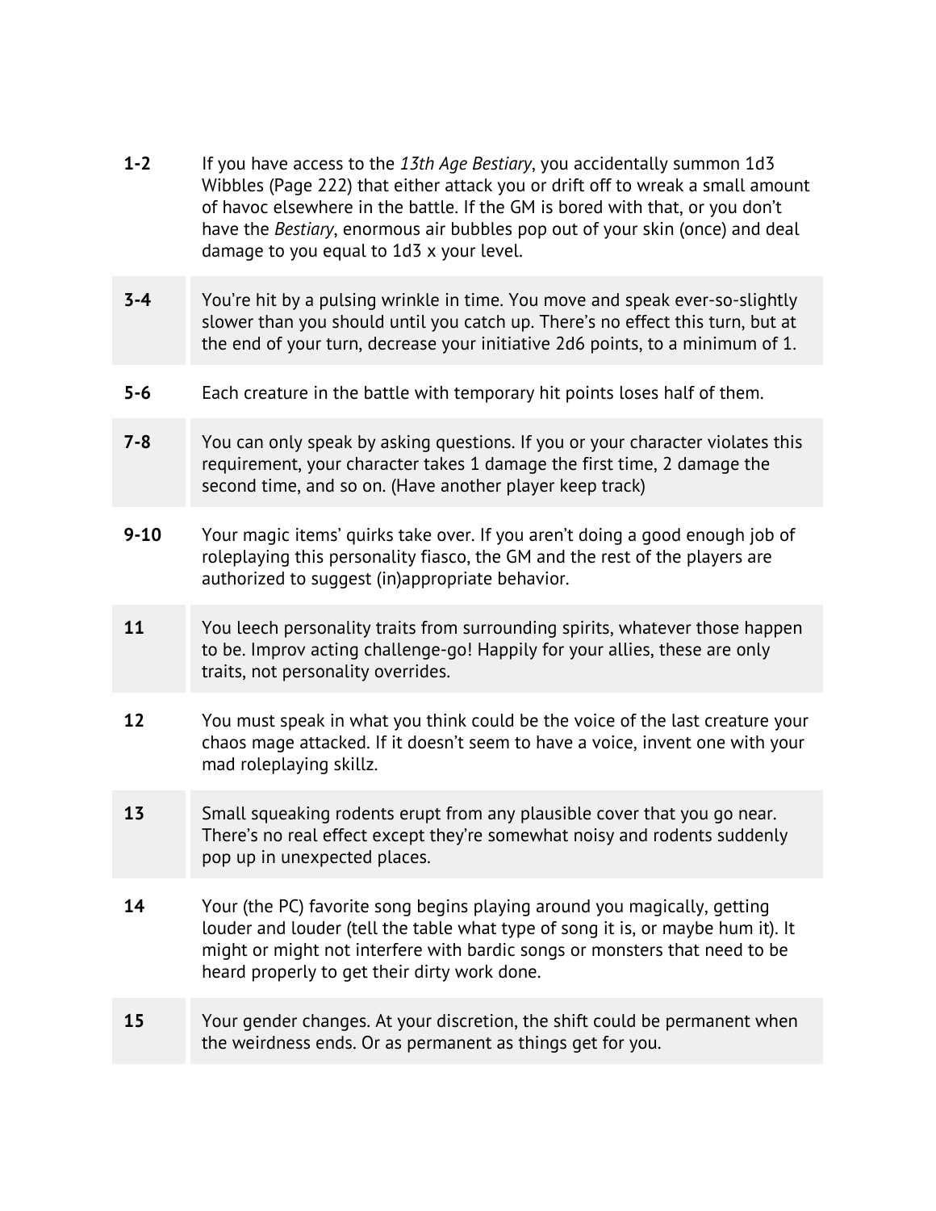| | |
|---|---|
| **1-2** | If you have access to the *13th Age Bestiary*, you accidentally summon 1d3 Wibbles (Page 222) that either attack you or drift off to wreak a small amount of havoc elsewhere in the battle. If the GM is bored with that, or you don't have the *Bestiary*, enormous air bubbles pop out of your skin (once) and deal damage to you equal to 1d3 x your level. |
| **3-4** | You're hit by a pulsing wrinkle in time. You move and speak ever-so-slightly slower than you should until you catch up. There's no effect this turn, but at the end of your turn, decrease your initiative 2d6 points, to a minimum of 1. |
| **5-6** | Each creature in the battle with temporary hit points loses half of them. |
| **7-8** | You can only speak by asking questions. If you or your character violates this requirement, your character takes 1 damage the first time, 2 damage the second time, and so on. (Have another player keep track) |
| **9-10** | Your magic items' quirks take over. If you aren't doing a good enough job of roleplaying this personality fiasco, the GM and the rest of the players are authorized to suggest (in)appropriate behavior. |
| **11** | You leech personality traits from surrounding spirits, whatever those happen to be. Improv acting challenge-go! Happily for your allies, these are only traits, not personality overrides. |
| **12** | You must speak in what you think could be the voice of the last creature your chaos mage attacked. If it doesn't seem to have a voice, invent one with your mad roleplaying skillz. |
| **13** | Small squeaking rodents erupt from any plausible cover that you go near. There's no real effect except they're somewhat noisy and rodents suddenly pop up in unexpected places. |
| **14** | Your (the PC) favorite song begins playing around you magically, getting louder and louder (tell the table what type of song it is, or maybe hum it). It might or might not interfere with bardic songs or monsters that need to be heard properly to get their dirty work done. |
| **15** | Your gender changes. At your discretion, the shift could be permanent when the weirdness ends. Or as permanent as things get for you. |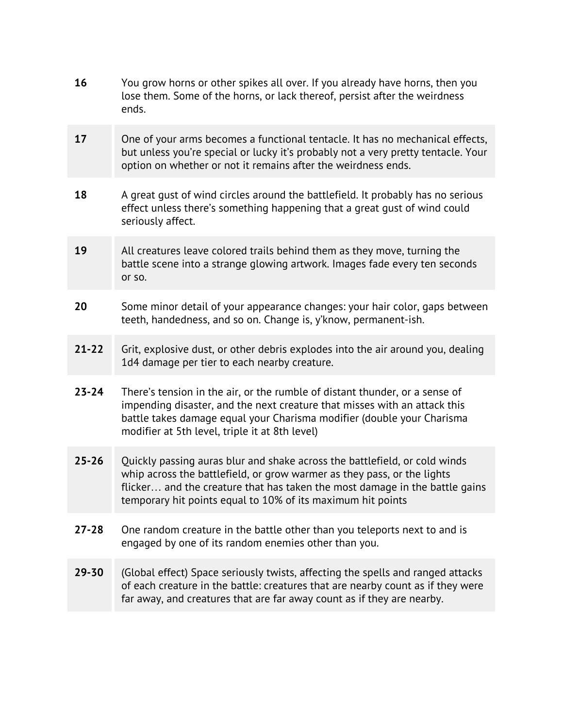| | |
|---|---|
| **16** | You grow horns or other spikes all over. If you already have horns, then you lose them. Some of the horns, or lack thereof, persist after the weirdness ends. |
| **17** | One of your arms becomes a functional tentacle. It has no mechanical effects, but unless you're special or lucky it's probably not a very pretty tentacle. Your option on whether or not it remains after the weirdness ends. |
| **18** | A great gust of wind circles around the battlefield. It probably has no serious effect unless there's something happening that a great gust of wind could seriously affect. |
| **19** | All creatures leave colored trails behind them as they move, turning the battle scene into a strange glowing artwork. Images fade every ten seconds or so. |
| **20** | Some minor detail of your appearance changes: your hair color, gaps between teeth, handedness, and so on. Change is, y'know, permanent-ish. |
| **21-22** | Grit, explosive dust, or other debris explodes into the air around you, dealing 1d4 damage per tier to each nearby creature. |
| **23-24** | There's tension in the air, or the rumble of distant thunder, or a sense of impending disaster, and the next creature that misses with an attack this battle takes damage equal your Charisma modifier (double your Charisma modifier at 5th level, triple it at 8th level) |
| **25-26** | Quickly passing auras blur and shake across the battlefield, or cold winds whip across the battlefield, or grow warmer as they pass, or the lights flicker… and the creature that has taken the most damage in the battle gains temporary hit points equal to 10% of its maximum hit points |
| **27-28** | One random creature in the battle other than you teleports next to and is engaged by one of its random enemies other than you. |
| **29-30** | (Global effect) Space seriously twists, affecting the spells and ranged attacks of each creature in the battle: creatures that are nearby count as if they were far away, and creatures that are far away count as if they are nearby. |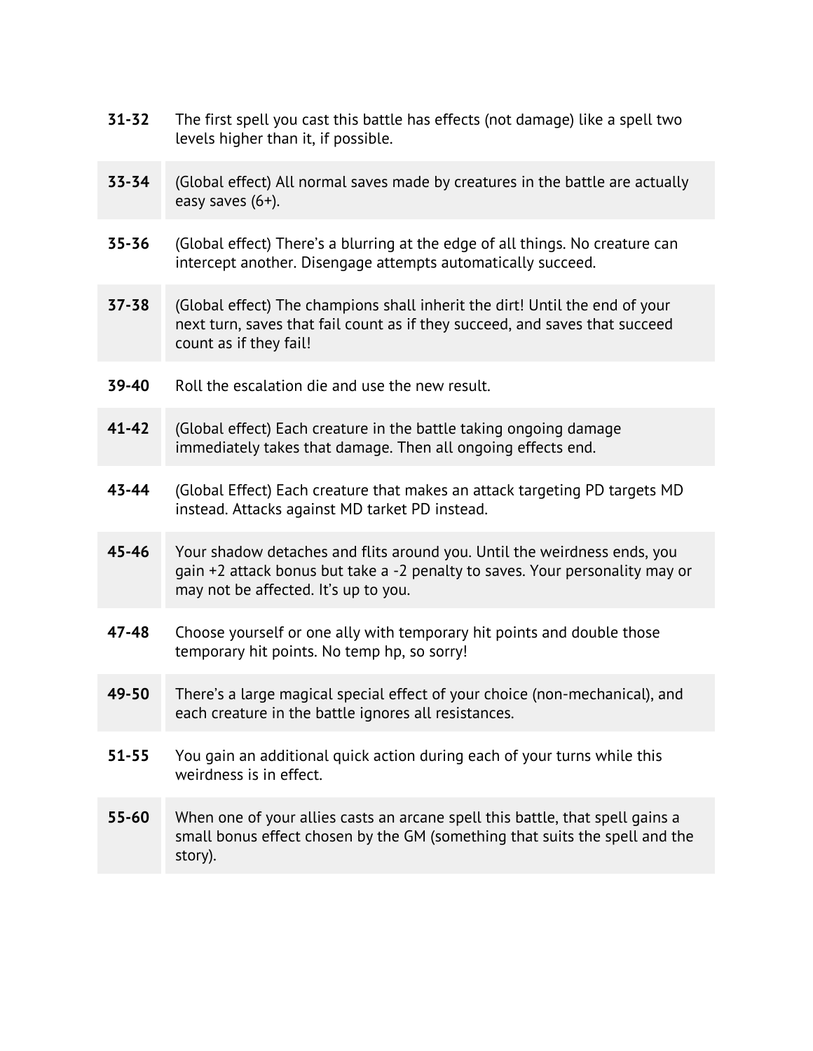| | |
|---|---|
| **31-32** | The first spell you cast this battle has effects (not damage) like a spell two levels higher than it, if possible. |
| **33-34** | (Global effect) All normal saves made by creatures in the battle are actually easy saves (6+). |
| **35-36** | (Global effect) There's a blurring at the edge of all things. No creature can intercept another. Disengage attempts automatically succeed. |
| **37-38** | (Global effect) The champions shall inherit the dirt! Until the end of your next turn, saves that fail count as if they succeed, and saves that succeed count as if they fail! |
| **39-40** | Roll the escalation die and use the new result. |
| **41-42** | (Global effect) Each creature in the battle taking ongoing damage immediately takes that damage. Then all ongoing effects end. |
| **43-44** | (Global Effect) Each creature that makes an attack targeting PD targets MD instead. Attacks against MD tarket PD instead. |
| **45-46** | Your shadow detaches and flits around you. Until the weirdness ends, you gain +2 attack bonus but take a -2 penalty to saves. Your personality may or may not be affected. It's up to you. |
| **47-48** | Choose yourself or one ally with temporary hit points and double those temporary hit points. No temp hp, so sorry! |
| **49-50** | There's a large magical special effect of your choice (non-mechanical), and each creature in the battle ignores all resistances. |
| **51-55** | You gain an additional quick action during each of your turns while this weirdness is in effect. |
| **55-60** | When one of your allies casts an arcane spell this battle, that spell gains a small bonus effect chosen by the GM (something that suits the spell and the story). |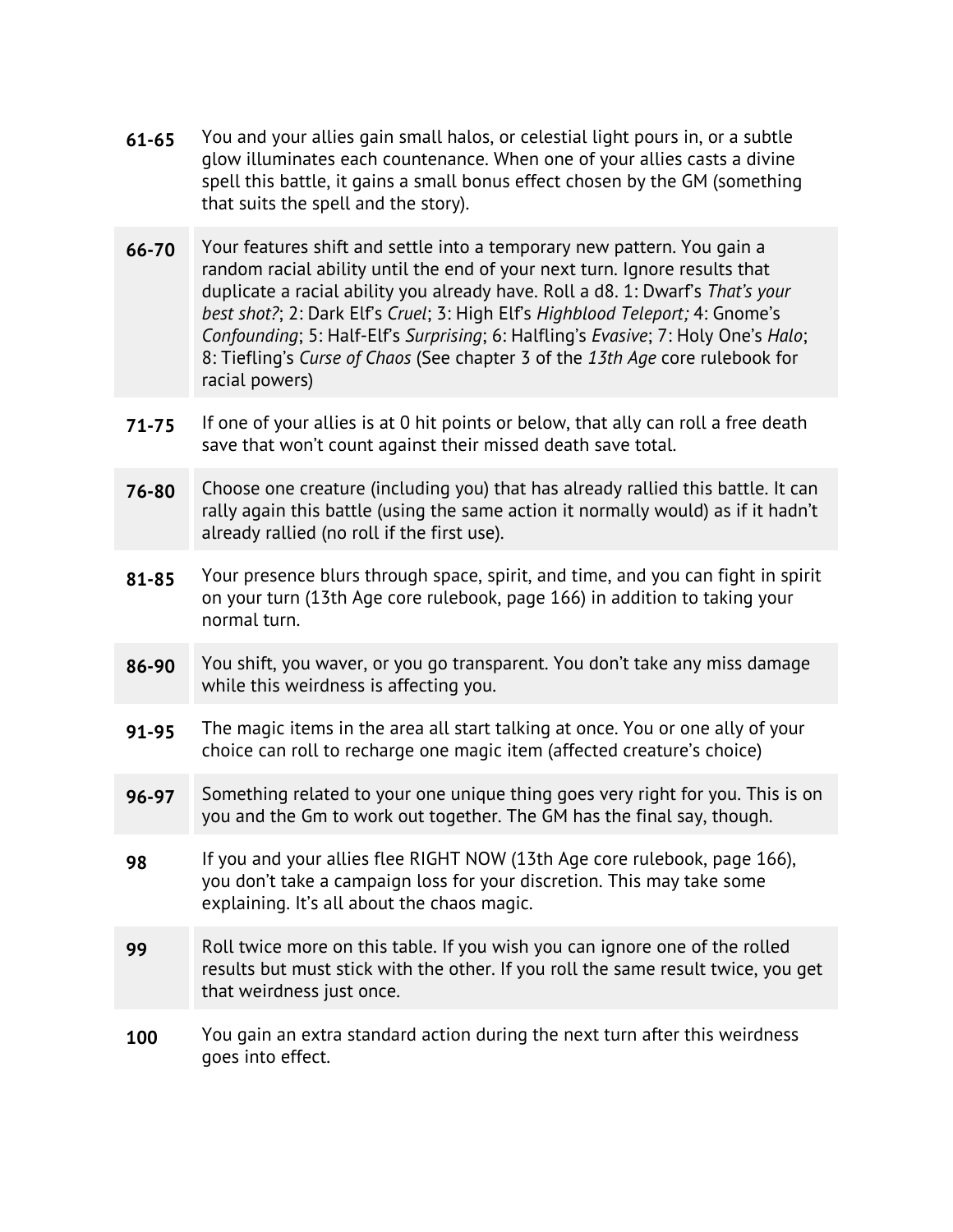| | |
|---|---|
| **61-65** | You and your allies gain small halos, or celestial light pours in, or a subtle glow illuminates each countenance. When one of your allies casts a divine spell this battle, it gains a small bonus effect chosen by the GM (something that suits the spell and the story). |
| **66-70** | Your features shift and settle into a temporary new pattern. You gain a random racial ability until the end of your next turn. Ignore results that duplicate a racial ability you already have. Roll a d8. 1: Dwarf's *That's your best shot?*; 2: Dark Elf's *Cruel*; 3: High Elf's *Highblood Teleport;* 4: Gnome's *Confounding*; 5: Half-Elf's *Surprising*; 6: Halfling's *Evasive*; 7: Holy One's *Halo*; 8: Tiefling's *Curse of Chaos* (See chapter 3 of the *13th Age* core rulebook for racial powers) |
| **71-75** | If one of your allies is at 0 hit points or below, that ally can roll a free death save that won't count against their missed death save total. |
| **76-80** | Choose one creature (including you) that has already rallied this battle. It can rally again this battle (using the same action it normally would) as if it hadn't already rallied (no roll if the first use). |
| **81-85** | Your presence blurs through space, spirit, and time, and you can fight in spirit on your turn (13th Age core rulebook, page 166) in addition to taking your normal turn. |
| **86-90** | You shift, you waver, or you go transparent. You don't take any miss damage while this weirdness is affecting you. |
| **91-95** | The magic items in the area all start talking at once. You or one ally of your choice can roll to recharge one magic item (affected creature's choice) |
| **96-97** | Something related to your one unique thing goes very right for you. This is on you and the Gm to work out together. The GM has the final say, though. |
| **98** | If you and your allies flee RIGHT NOW (13th Age core rulebook, page 166), you don't take a campaign loss for your discretion. This may take some explaining. It's all about the chaos magic. |
| **99** | Roll twice more on this table. If you wish you can ignore one of the rolled results but must stick with the other. If you roll the same result twice, you get that weirdness just once. |
| **100** | You gain an extra standard action during the next turn after this weirdness goes into effect. |